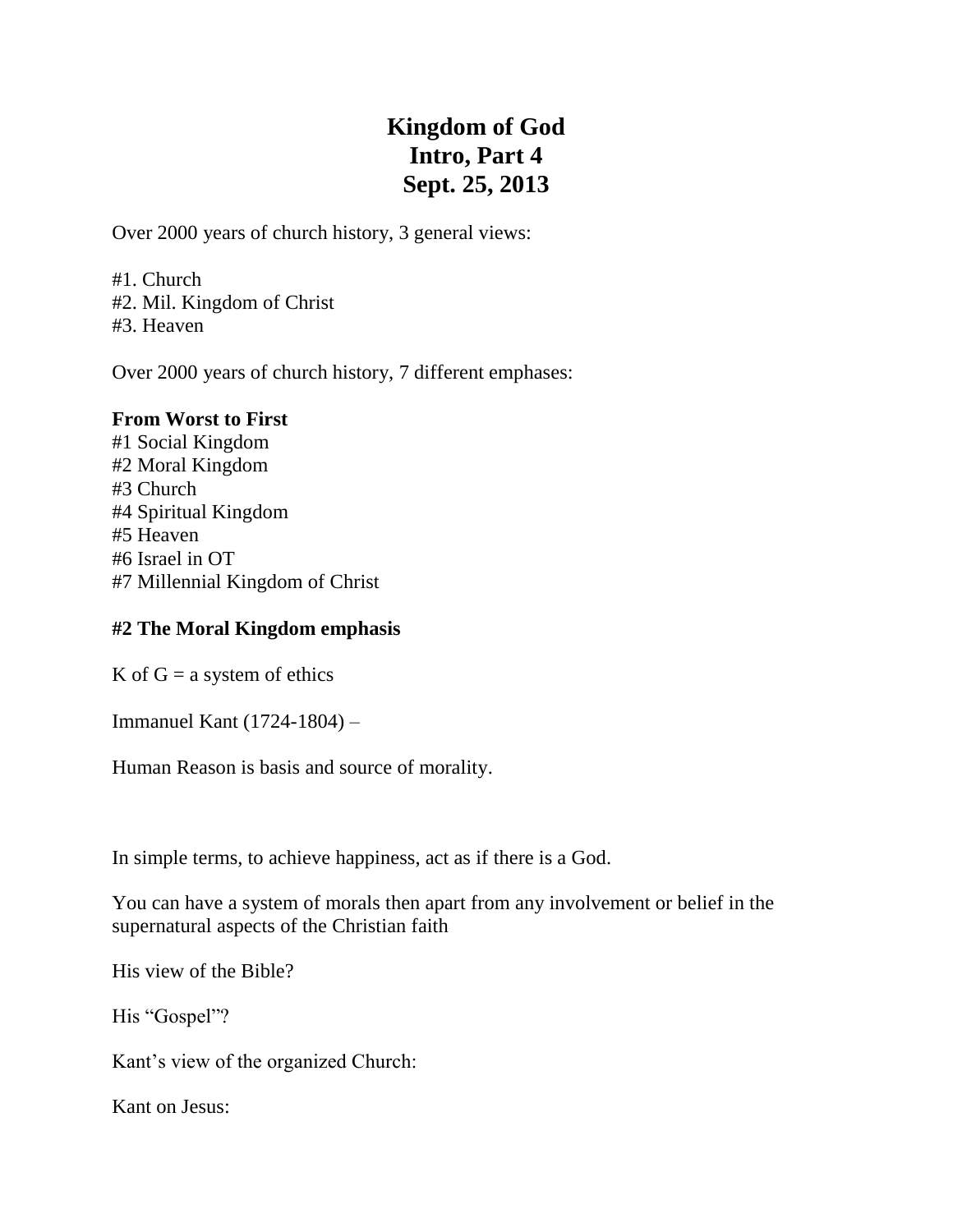# Kingdom of God
# Intro, Part 4
# Sept. 25, 2013

Over 2000 years of church history, 3 general views:

#1. Church
#2. Mil. Kingdom of Christ
#3. Heaven

Over 2000 years of church history, 7 different emphases:

**From Worst to First**
#1 Social Kingdom
#2 Moral Kingdom
#3 Church
#4 Spiritual Kingdom
#5 Heaven
#6 Israel in OT
#7 Millennial Kingdom of Christ

**#2 The Moral Kingdom emphasis**

K of G = a system of ethics

Immanuel Kant (1724-1804) –

Human Reason is basis and source of morality.

In simple terms, to achieve happiness, act as if there is a God.

You can have a system of morals then apart from any involvement or belief in the supernatural aspects of the Christian faith

His view of the Bible?

His "Gospel"?

Kant's view of the organized Church:

Kant on Jesus: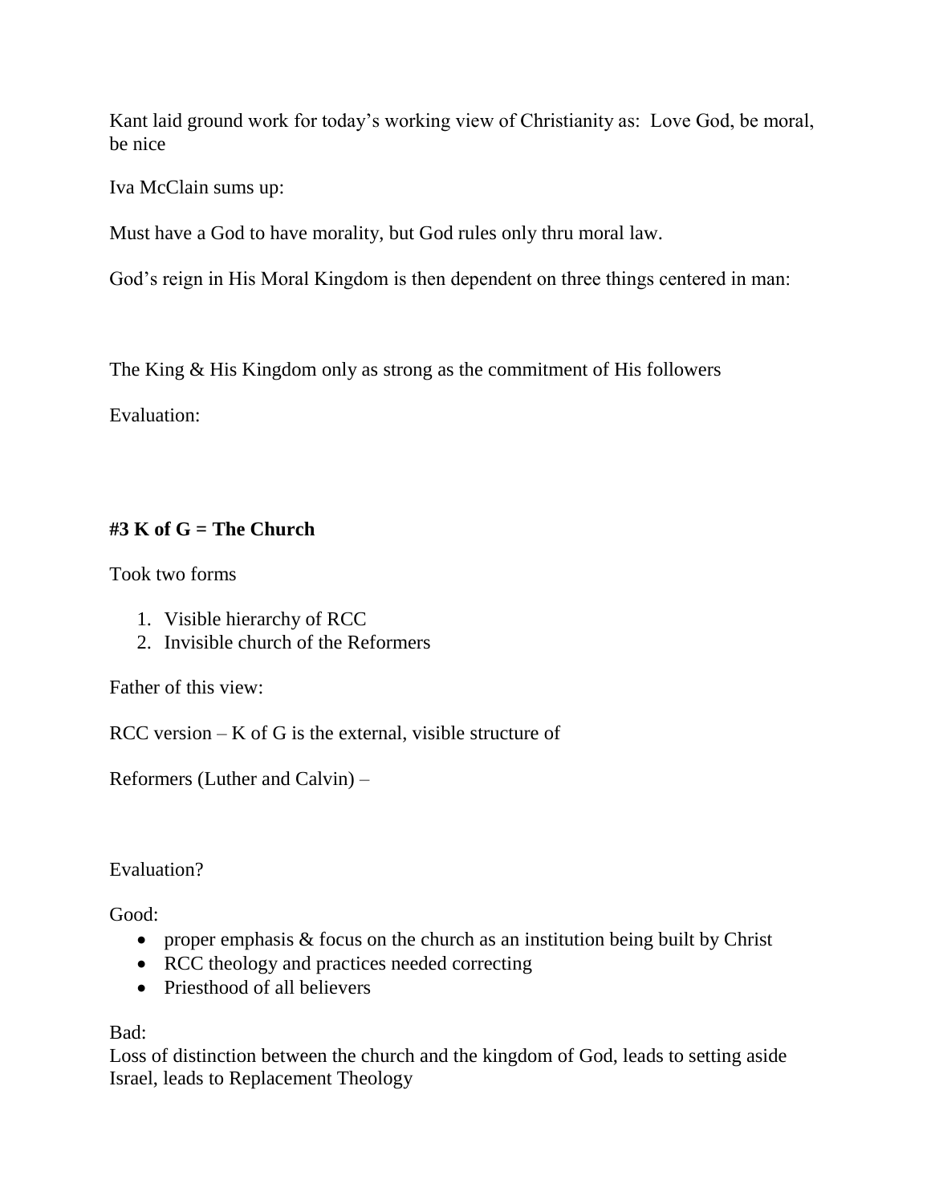Kant laid ground work for today's working view of Christianity as:  Love God, be moral, be nice

Iva McClain sums up:

Must have a God to have morality, but God rules only thru moral law.

God's reign in His Moral Kingdom is then dependent on three things centered in man:

The King & His Kingdom only as strong as the commitment of His followers

Evaluation:

**#3 K of G = The Church**

Took two forms

1. Visible hierarchy of RCC
2. Invisible church of the Reformers

Father of this view:

RCC version – K of G is the external, visible structure of

Reformers (Luther and Calvin) –

Evaluation?

Good:

- proper emphasis & focus on the church as an institution being built by Christ
- RCC theology and practices needed correcting
- Priesthood of all believers

Bad:
Loss of distinction between the church and the kingdom of God, leads to setting aside Israel, leads to Replacement Theology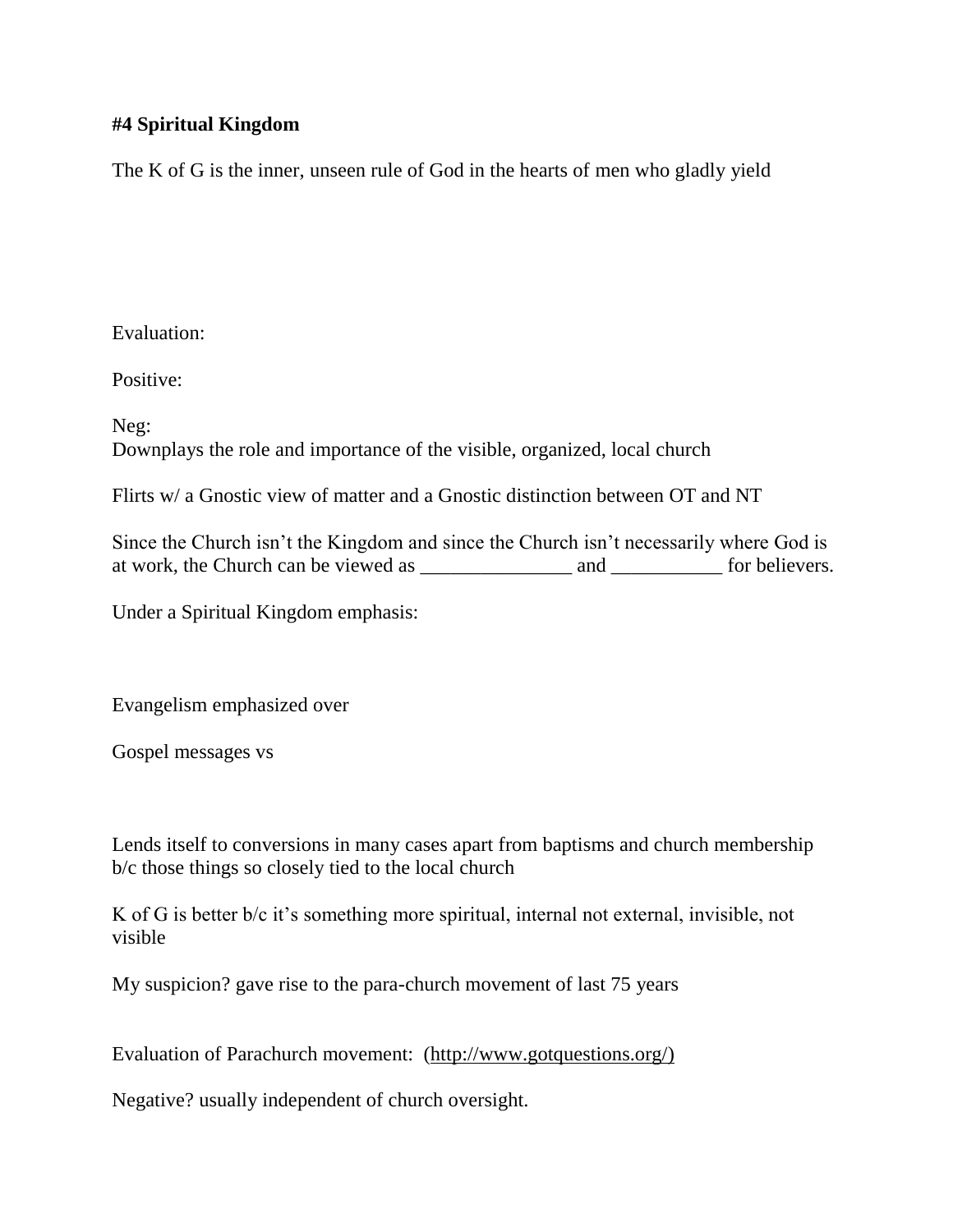**#4 Spiritual Kingdom**

The K of G is the inner, unseen rule of God in the hearts of men who gladly yield

Evaluation:

Positive:

Neg:
Downplays the role and importance of the visible, organized, local church

Flirts w/ a Gnostic view of matter and a Gnostic distinction between OT and NT

Since the Church isn't the Kingdom and since the Church isn't necessarily where God is at work, the Church can be viewed as _______________ and ___________ for believers.

Under a Spiritual Kingdom emphasis:

Evangelism emphasized over

Gospel messages vs

Lends itself to conversions in many cases apart from baptisms and church membership b/c those things so closely tied to the local church

K of G is better b/c it's something more spiritual, internal not external, invisible, not visible

My suspicion? gave rise to the para-church movement of last 75 years

Evaluation of Parachurch movement: (http://www.gotquestions.org/)

Negative? usually independent of church oversight.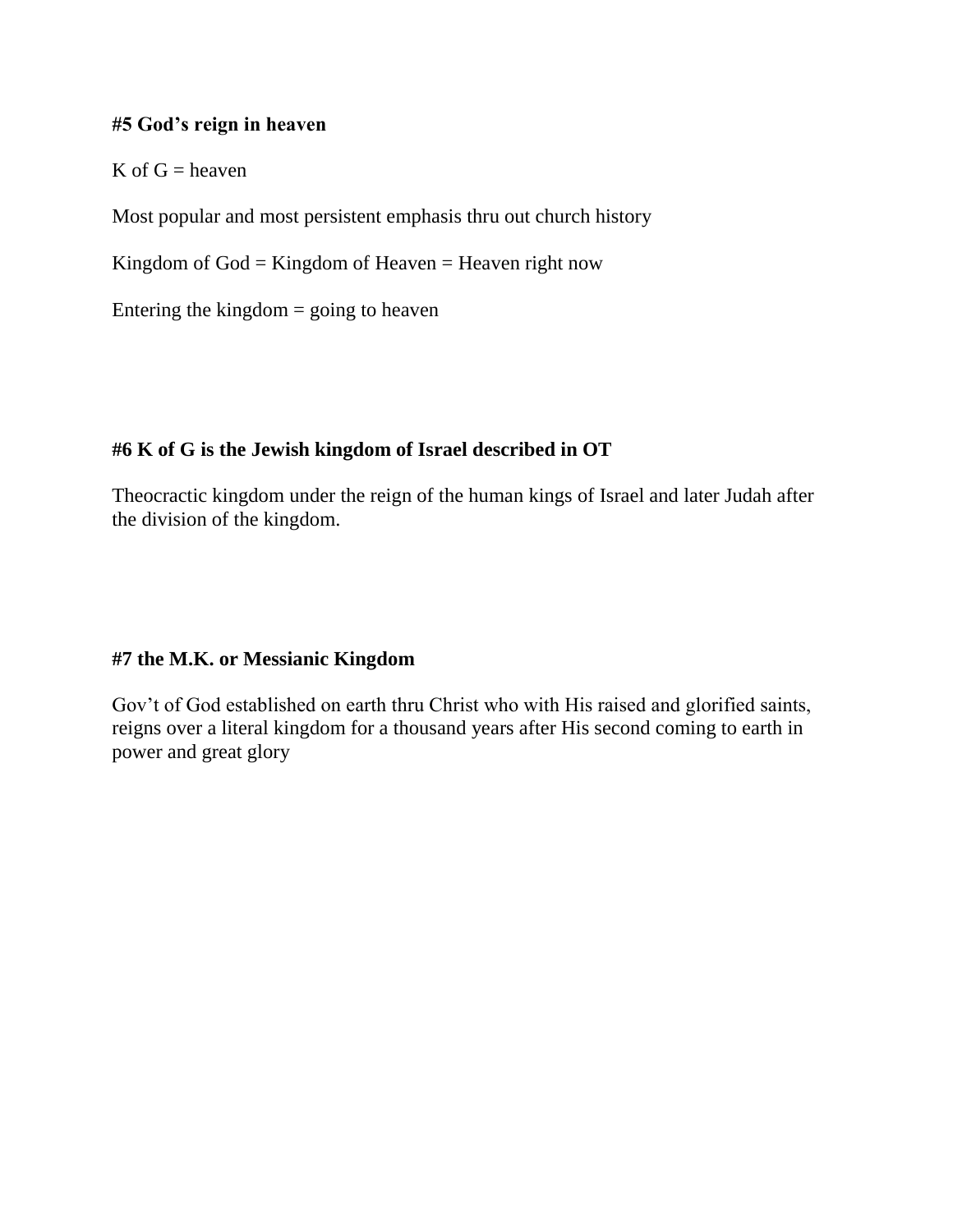**#5 God's reign in heaven**

K of G = heaven

Most popular and most persistent emphasis thru out church history

Kingdom of God = Kingdom of Heaven = Heaven right now

Entering the kingdom = going to heaven

**#6 K of G is the Jewish kingdom of Israel described in OT**

Theocractic kingdom under the reign of the human kings of Israel and later Judah after the division of the kingdom.

**#7 the M.K. or Messianic Kingdom**

Gov't of God established on earth thru Christ who with His raised and glorified saints, reigns over a literal kingdom for a thousand years after His second coming to earth in power and great glory